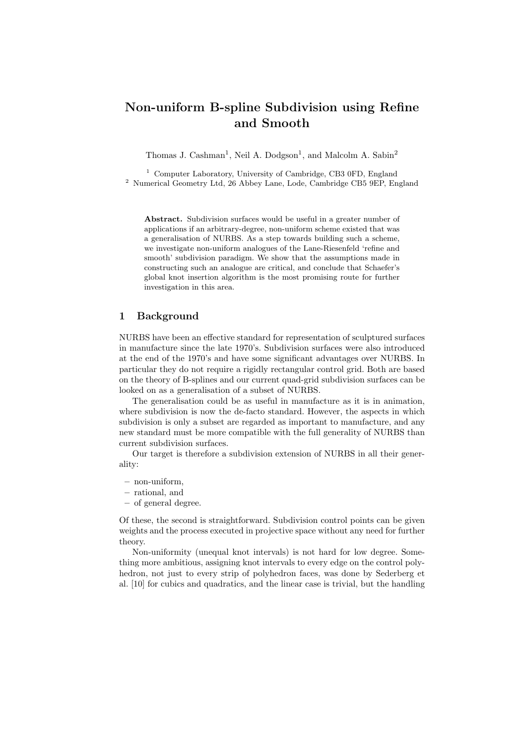# Non-uniform B-spline Subdivision using Refine and Smooth

Thomas J. Cashman[1], Neil A. Dodgson[1], and Malcolm A. Sabin[2]

[1] Computer Laboratory, University of Cambridge, CB3 0FD, England
[2] Numerical Geometry Ltd, 26 Abbey Lane, Lode, Cambridge CB5 9EP, England

**Abstract.** Subdivision surfaces would be useful in a greater number of applications if an arbitrary-degree, non-uniform scheme existed that was a generalisation of NURBS. As a step towards building such a scheme, we investigate non-uniform analogues of the Lane-Riesenfeld 'refine and smooth' subdivision paradigm. We show that the assumptions made in constructing such an analogue are critical, and conclude that Schaefer's global knot insertion algorithm is the most promising route for further investigation in this area.

## 1 Background

NURBS have been an effective standard for representation of sculptured surfaces in manufacture since the late 1970's. Subdivision surfaces were also introduced at the end of the 1970's and have some significant advantages over NURBS. In particular they do not require a rigidly rectangular control grid. Both are based on the theory of B-splines and our current quad-grid subdivision surfaces can be looked on as a generalisation of a subset of NURBS.

The generalisation could be as useful in manufacture as it is in animation, where subdivision is now the de-facto standard. However, the aspects in which subdivision is only a subset are regarded as important to manufacture, and any new standard must be more compatible with the full generality of NURBS than current subdivision surfaces.

Our target is therefore a subdivision extension of NURBS in all their generality:

- non-uniform,
- rational, and
- of general degree.

Of these, the second is straightforward. Subdivision control points can be given weights and the process executed in projective space without any need for further theory.

Non-uniformity (unequal knot intervals) is not hard for low degree. Something more ambitious, assigning knot intervals to every edge on the control polyhedron, not just to every strip of polyhedron faces, was done by Sederberg et al. [10] for cubics and quadratics, and the linear case is trivial, but the handling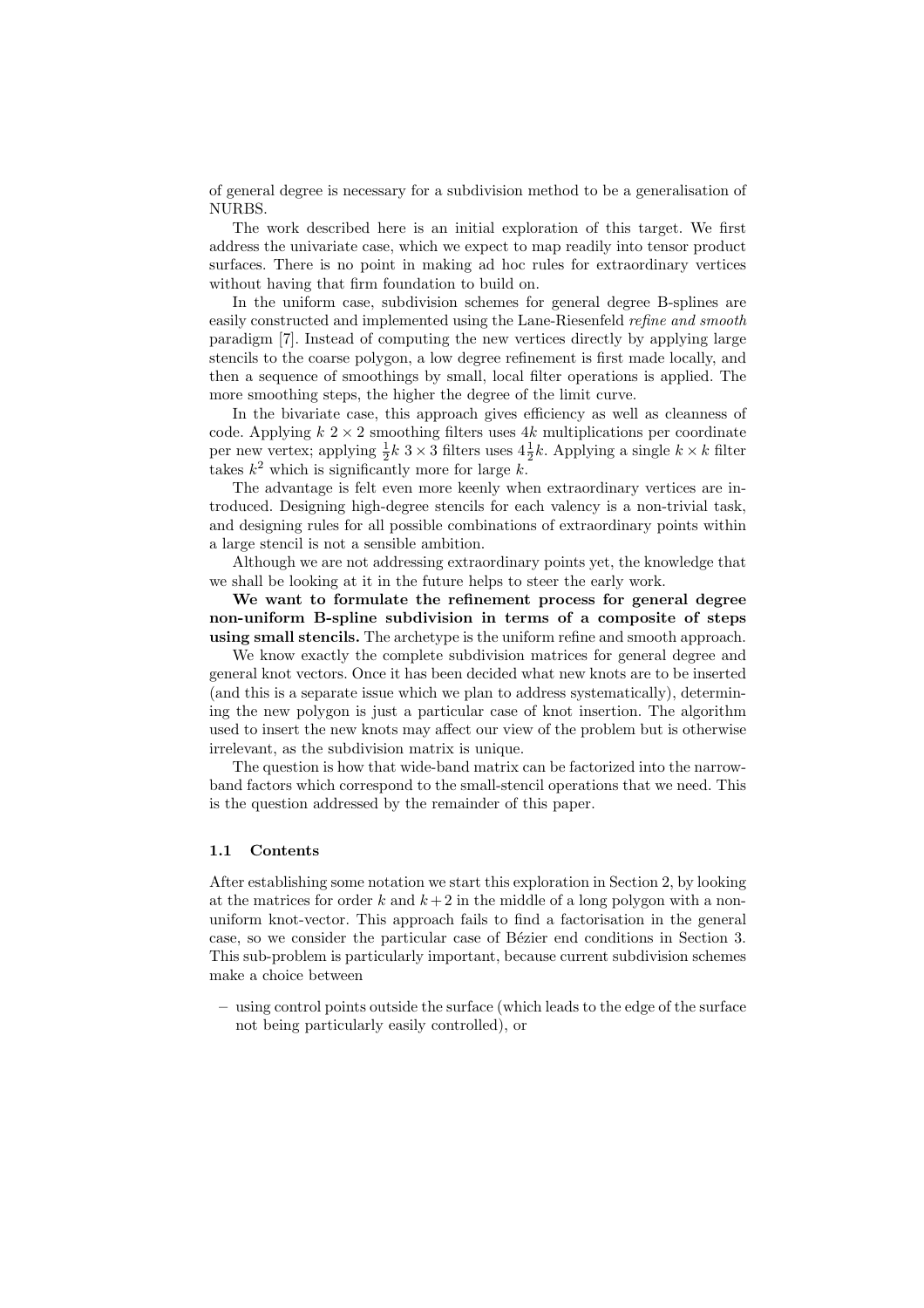of general degree is necessary for a subdivision method to be a generalisation of NURBS.

The work described here is an initial exploration of this target. We first address the univariate case, which we expect to map readily into tensor product surfaces. There is no point in making ad hoc rules for extraordinary vertices without having that firm foundation to build on.

In the uniform case, subdivision schemes for general degree B-splines are easily constructed and implemented using the Lane-Riesenfeld *refine and smooth* paradigm [7]. Instead of computing the new vertices directly by applying large stencils to the coarse polygon, a low degree refinement is first made locally, and then a sequence of smoothings by small, local filter operations is applied. The more smoothing steps, the higher the degree of the limit curve.

In the bivariate case, this approach gives efficiency as well as cleanness of code. Applying $k$ $2\times 2$ smoothing filters uses $4k$ multiplications per coordinate per new vertex; applying $\frac{1}{2}k$ $3\times 3$ filters uses $4\frac{1}{2}k$. Applying a single $k\times k$ filter takes $k^2$ which is significantly more for large $k$.

The advantage is felt even more keenly when extraordinary vertices are introduced. Designing high-degree stencils for each valency is a non-trivial task, and designing rules for all possible combinations of extraordinary points within a large stencil is not a sensible ambition.

Although we are not addressing extraordinary points yet, the knowledge that we shall be looking at it in the future helps to steer the early work.

**We want to formulate the refinement process for general degree non-uniform B-spline subdivision in terms of a composite of steps using small stencils.** The archetype is the uniform refine and smooth approach.

We know exactly the complete subdivision matrices for general degree and general knot vectors. Once it has been decided what new knots are to be inserted (and this is a separate issue which we plan to address systematically), determining the new polygon is just a particular case of knot insertion. The algorithm used to insert the new knots may affect our view of the problem but is otherwise irrelevant, as the subdivision matrix is unique.

The question is how that wide-band matrix can be factorized into the narrow-band factors which correspond to the small-stencil operations that we need. This is the question addressed by the remainder of this paper.

### 1.1 Contents

After establishing some notation we start this exploration in Section 2, by looking at the matrices for order $k$ and $k+2$ in the middle of a long polygon with a non-uniform knot-vector. This approach fails to find a factorisation in the general case, so we consider the particular case of Bézier end conditions in Section 3. This sub-problem is particularly important, because current subdivision schemes make a choice between

- using control points outside the surface (which leads to the edge of the surface not being particularly easily controlled), or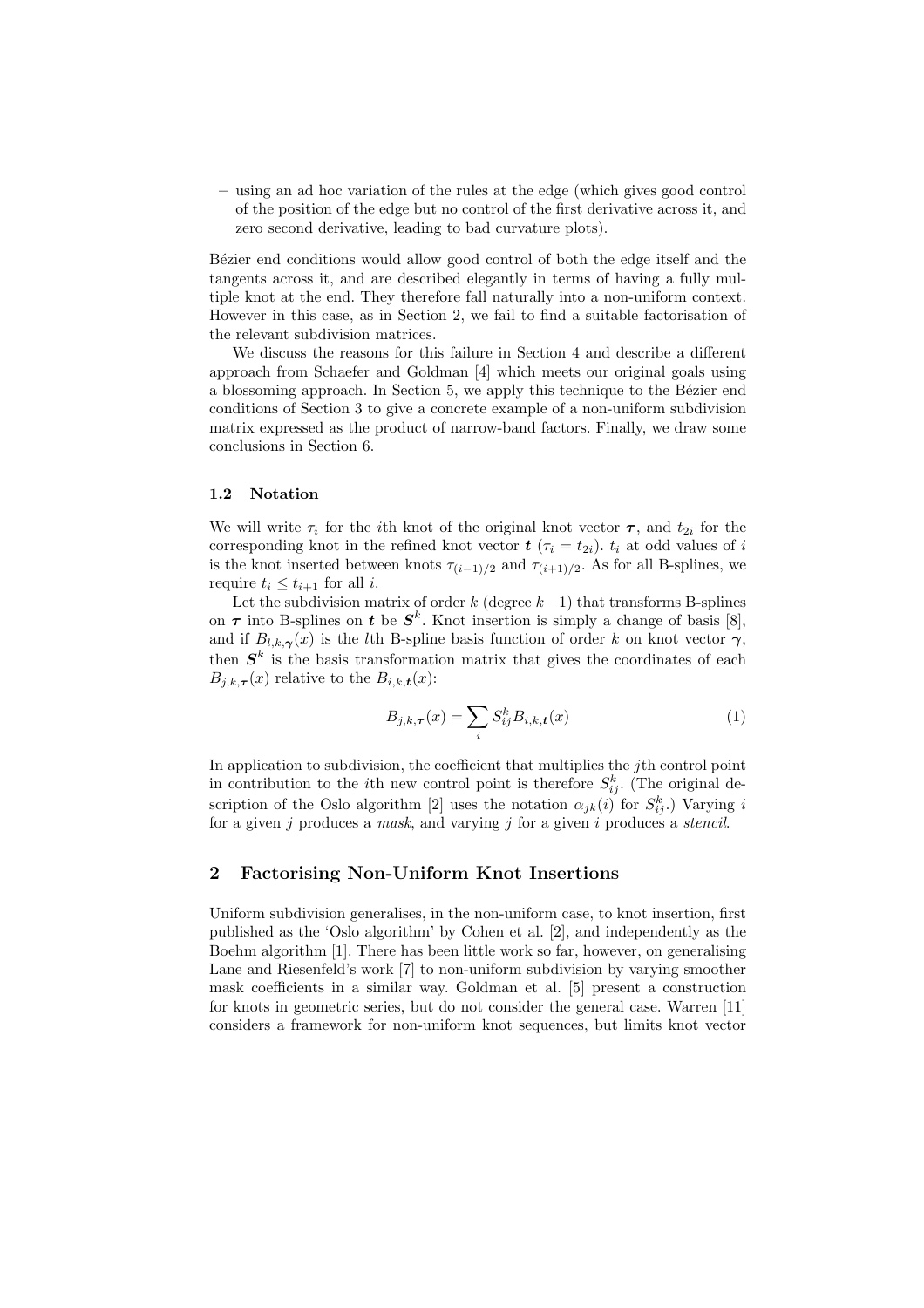– using an ad hoc variation of the rules at the edge (which gives good control of the position of the edge but no control of the first derivative across it, and zero second derivative, leading to bad curvature plots).

Bézier end conditions would allow good control of both the edge itself and the tangents across it, and are described elegantly in terms of having a fully multiple knot at the end. They therefore fall naturally into a non-uniform context. However in this case, as in Section 2, we fail to find a suitable factorisation of the relevant subdivision matrices.

We discuss the reasons for this failure in Section 4 and describe a different approach from Schaefer and Goldman [4] which meets our original goals using a blossoming approach. In Section 5, we apply this technique to the Bézier end conditions of Section 3 to give a concrete example of a non-uniform subdivision matrix expressed as the product of narrow-band factors. Finally, we draw some conclusions in Section 6.

### 1.2 Notation

We will write $\tau_i$ for the $i$th knot of the original knot vector $\boldsymbol{\tau}$, and $t_{2i}$ for the corresponding knot in the refined knot vector $\boldsymbol{t}$ ($\tau_i = t_{2i}$). $t_i$ at odd values of $i$ is the knot inserted between knots $\tau_{(i-1)/2}$ and $\tau_{(i+1)/2}$. As for all B-splines, we require $t_i \leq t_{i+1}$ for all $i$.

Let the subdivision matrix of order $k$ (degree $k-1$) that transforms B-splines on $\boldsymbol{\tau}$ into B-splines on $\boldsymbol{t}$ be $\boldsymbol{S}^k$. Knot insertion is simply a change of basis [8], and if $B_{l,k,\boldsymbol{\gamma}}(x)$ is the $l$th B-spline basis function of order $k$ on knot vector $\boldsymbol{\gamma}$, then $\boldsymbol{S}^k$ is the basis transformation matrix that gives the coordinates of each $B_{j,k,\boldsymbol{\tau}}(x)$ relative to the $B_{i,k,\boldsymbol{t}}(x)$:

$$B_{j,k,\boldsymbol{\tau}}(x) = \sum_i S^k_{ij} B_{i,k,\boldsymbol{t}}(x) \tag{1}$$

In application to subdivision, the coefficient that multiplies the $j$th control point in contribution to the $i$th new control point is therefore $S^k_{ij}$. (The original description of the Oslo algorithm [2] uses the notation $\alpha_{jk}(i)$ for $S^k_{ij}$.) Varying $i$ for a given $j$ produces a *mask*, and varying $j$ for a given $i$ produces a *stencil*.

## 2 Factorising Non-Uniform Knot Insertions

Uniform subdivision generalises, in the non-uniform case, to knot insertion, first published as the 'Oslo algorithm' by Cohen et al. [2], and independently as the Boehm algorithm [1]. There has been little work so far, however, on generalising Lane and Riesenfeld's work [7] to non-uniform subdivision by varying smoother mask coefficients in a similar way. Goldman et al. [5] present a construction for knots in geometric series, but do not consider the general case. Warren [11] considers a framework for non-uniform knot sequences, but limits knot vector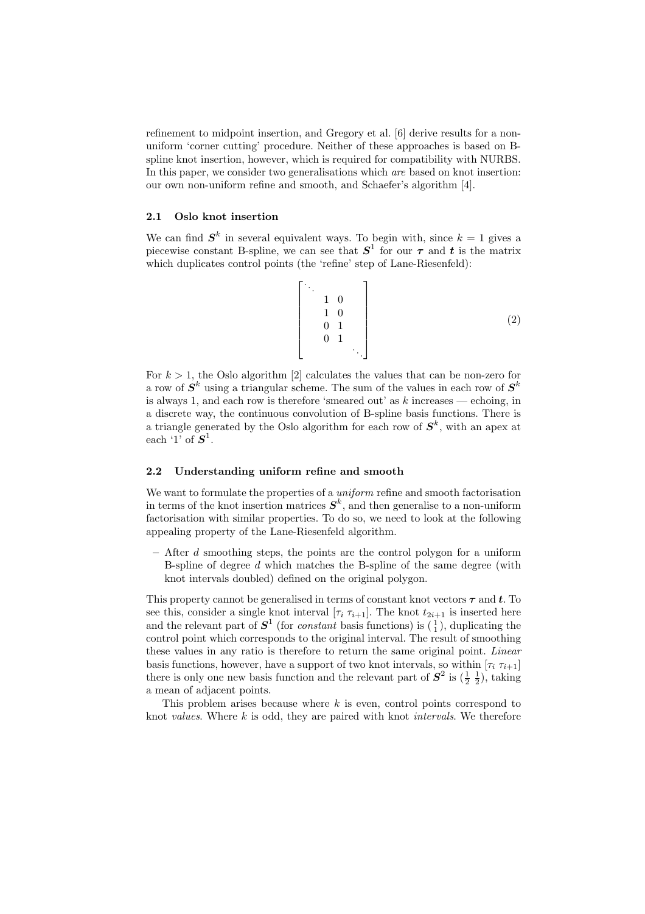refinement to midpoint insertion, and Gregory et al. [6] derive results for a non-uniform 'corner cutting' procedure. Neither of these approaches is based on B-spline knot insertion, however, which is required for compatibility with NURBS. In this paper, we consider two generalisations which *are* based on knot insertion: our own non-uniform refine and smooth, and Schaefer's algorithm [4].

### 2.1 Oslo knot insertion

We can find $\boldsymbol{S}^k$ in several equivalent ways. To begin with, since $k = 1$ gives a piecewise constant B-spline, we can see that $\boldsymbol{S}^1$ for our $\boldsymbol{\tau}$ and $\boldsymbol{t}$ is the matrix which duplicates control points (the 'refine' step of Lane-Riesenfeld):

$$\begin{bmatrix} \ddots & & & \\ & 1 & 0 & \\ & 1 & 0 & \\ & 0 & 1 & \\ & 0 & 1 & \\ & & & \ddots \end{bmatrix} \tag{2}$$

For $k > 1$, the Oslo algorithm [2] calculates the values that can be non-zero for a row of $\boldsymbol{S}^k$ using a triangular scheme. The sum of the values in each row of $\boldsymbol{S}^k$ is always 1, and each row is therefore 'smeared out' as $k$ increases — echoing, in a discrete way, the continuous convolution of B-spline basis functions. There is a triangle generated by the Oslo algorithm for each row of $\boldsymbol{S}^k$, with an apex at each '1' of $\boldsymbol{S}^1$.

### 2.2 Understanding uniform refine and smooth

We want to formulate the properties of a *uniform* refine and smooth factorisation in terms of the knot insertion matrices $\boldsymbol{S}^k$, and then generalise to a non-uniform factorisation with similar properties. To do so, we need to look at the following appealing property of the Lane-Riesenfeld algorithm.

- After $d$ smoothing steps, the points are the control polygon for a uniform B-spline of degree $d$ which matches the B-spline of the same degree (with knot intervals doubled) defined on the original polygon.

This property cannot be generalised in terms of constant knot vectors $\boldsymbol{\tau}$ and $\boldsymbol{t}$. To see this, consider a single knot interval $[\tau_i \; \tau_{i+1}]$. The knot $t_{2i+1}$ is inserted here and the relevant part of $\boldsymbol{S}^1$ (for *constant* basis functions) is $\binom{1}{1}$, duplicating the control point which corresponds to the original interval. The result of smoothing these values in any ratio is therefore to return the same original point. *Linear* basis functions, however, have a support of two knot intervals, so within $[\tau_i \; \tau_{i+1}]$ there is only one new basis function and the relevant part of $\boldsymbol{S}^2$ is $(\frac{1}{2} \; \frac{1}{2})$, taking a mean of adjacent points.

This problem arises because where $k$ is even, control points correspond to knot *values*. Where $k$ is odd, they are paired with knot *intervals*. We therefore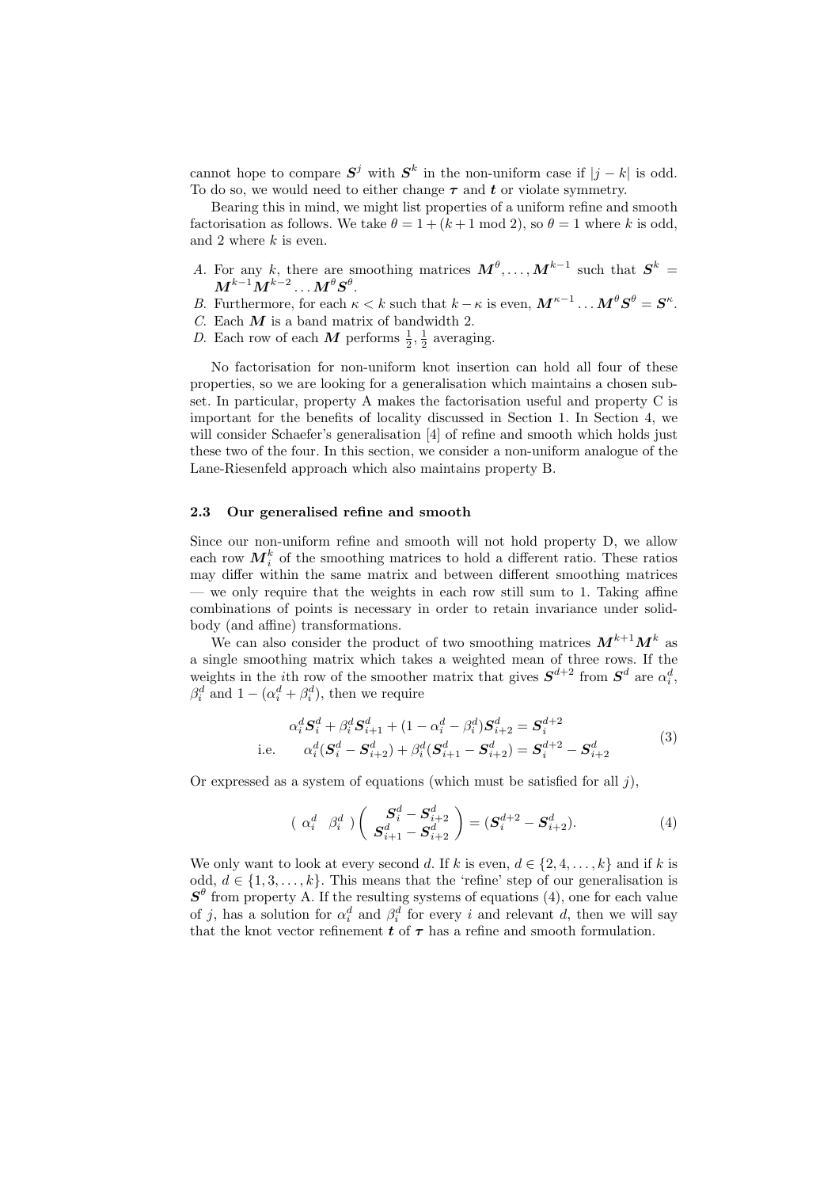cannot hope to compare $\boldsymbol{S}^j$ with $\boldsymbol{S}^k$ in the non-uniform case if $|j-k|$ is odd. To do so, we would need to either change $\boldsymbol{\tau}$ and $\boldsymbol{t}$ or violate symmetry.

Bearing this in mind, we might list properties of a uniform refine and smooth factorisation as follows. We take $\theta = 1 + (k+1 \bmod 2)$, so $\theta = 1$ where $k$ is odd, and 2 where $k$ is even.

*A.* For any $k$, there are smoothing matrices $\boldsymbol{M}^\theta, \ldots, \boldsymbol{M}^{k-1}$ such that $\boldsymbol{S}^k = \boldsymbol{M}^{k-1}\boldsymbol{M}^{k-2}\ldots\boldsymbol{M}^\theta\boldsymbol{S}^\theta$.

*B.* Furthermore, for each $\kappa < k$ such that $k-\kappa$ is even, $\boldsymbol{M}^{\kappa-1}\ldots\boldsymbol{M}^\theta\boldsymbol{S}^\theta = \boldsymbol{S}^\kappa$.

*C.* Each $\boldsymbol{M}$ is a band matrix of bandwidth 2.

*D.* Each row of each $\boldsymbol{M}$ performs $\frac{1}{2}, \frac{1}{2}$ averaging.

No factorisation for non-uniform knot insertion can hold all four of these properties, so we are looking for a generalisation which maintains a chosen subset. In particular, property A makes the factorisation useful and property C is important for the benefits of locality discussed in Section 1. In Section 4, we will consider Schaefer's generalisation [4] of refine and smooth which holds just these two of the four. In this section, we consider a non-uniform analogue of the Lane-Riesenfeld approach which also maintains property B.

### 2.3 Our generalised refine and smooth

Since our non-uniform refine and smooth will not hold property D, we allow each row $\boldsymbol{M}_i^k$ of the smoothing matrices to hold a different ratio. These ratios may differ within the same matrix and between different smoothing matrices — we only require that the weights in each row still sum to 1. Taking affine combinations of points is necessary in order to retain invariance under solid-body (and affine) transformations.

We can also consider the product of two smoothing matrices $\boldsymbol{M}^{k+1}\boldsymbol{M}^k$ as a single smoothing matrix which takes a weighted mean of three rows. If the weights in the $i$th row of the smoother matrix that gives $\boldsymbol{S}^{d+2}$ from $\boldsymbol{S}^d$ are $\alpha_i^d$, $\beta_i^d$ and $1-(\alpha_i^d+\beta_i^d)$, then we require

$$
\begin{aligned}
\alpha_i^d\boldsymbol{S}_i^d + \beta_i^d\boldsymbol{S}_{i+1}^d + (1-\alpha_i^d-\beta_i^d)\boldsymbol{S}_{i+2}^d &= \boldsymbol{S}_i^{d+2} \\
\text{i.e.} \quad \alpha_i^d(\boldsymbol{S}_i^d - \boldsymbol{S}_{i+2}^d) + \beta_i^d(\boldsymbol{S}_{i+1}^d - \boldsymbol{S}_{i+2}^d) &= \boldsymbol{S}_i^{d+2} - \boldsymbol{S}_{i+2}^d
\end{aligned}
\tag{3}
$$

Or expressed as a system of equations (which must be satisfied for all $j$),

$$
\begin{pmatrix} \alpha_i^d & \beta_i^d \end{pmatrix} \begin{pmatrix} \boldsymbol{S}_i^d - \boldsymbol{S}_{i+2}^d \\ \boldsymbol{S}_{i+1}^d - \boldsymbol{S}_{i+2}^d \end{pmatrix} = (\boldsymbol{S}_i^{d+2} - \boldsymbol{S}_{i+2}^d). \tag{4}
$$

We only want to look at every second $d$. If $k$ is even, $d \in \{2, 4, \ldots, k\}$ and if $k$ is odd, $d \in \{1, 3, \ldots, k\}$. This means that the 'refine' step of our generalisation is $\boldsymbol{S}^\theta$ from property A. If the resulting systems of equations (4), one for each value of $j$, has a solution for $\alpha_i^d$ and $\beta_i^d$ for every $i$ and relevant $d$, then we will say that the knot vector refinement $\boldsymbol{t}$ of $\boldsymbol{\tau}$ has a refine and smooth formulation.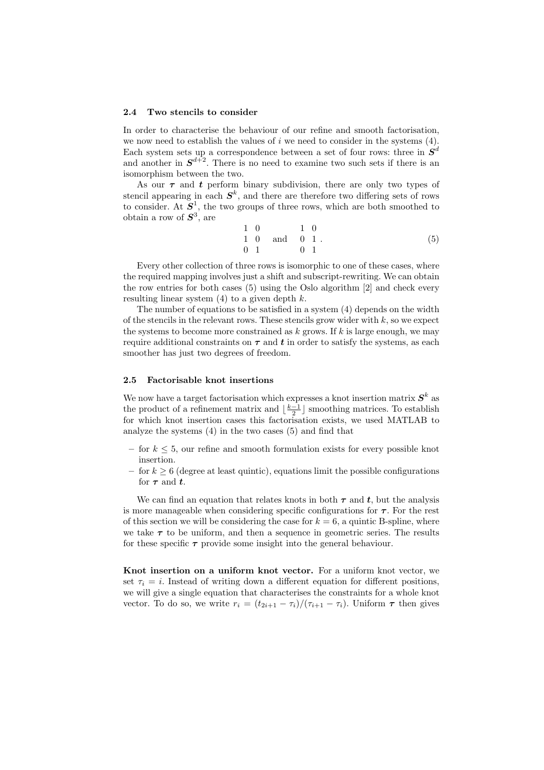### 2.4 Two stencils to consider

In order to characterise the behaviour of our refine and smooth factorisation, we now need to establish the values of $i$ we need to consider in the systems (4). Each system sets up a correspondence between a set of four rows: three in $\boldsymbol{S}^d$ and another in $\boldsymbol{S}^{d+2}$. There is no need to examine two such sets if there is an isomorphism between the two.

As our $\boldsymbol{\tau}$ and $\boldsymbol{t}$ perform binary subdivision, there are only two types of stencil appearing in each $\boldsymbol{S}^k$, and there are therefore two differing sets of rows to consider. At $\boldsymbol{S}^1$, the two groups of three rows, which are both smoothed to obtain a row of $\boldsymbol{S}^3$, are

$$\begin{matrix} 1 & 0 \\ 1 & 0 \\ 0 & 1 \end{matrix} \quad \text{and} \quad \begin{matrix} 1 & 0 \\ 0 & 1 \\ 0 & 1 \end{matrix} . \tag{5}$$

Every other collection of three rows is isomorphic to one of these cases, where the required mapping involves just a shift and subscript-rewriting. We can obtain the row entries for both cases (5) using the Oslo algorithm [2] and check every resulting linear system (4) to a given depth $k$.

The number of equations to be satisfied in a system (4) depends on the width of the stencils in the relevant rows. These stencils grow wider with $k$, so we expect the systems to become more constrained as $k$ grows. If $k$ is large enough, we may require additional constraints on $\boldsymbol{\tau}$ and $\boldsymbol{t}$ in order to satisfy the systems, as each smoother has just two degrees of freedom.

### 2.5 Factorisable knot insertions

We now have a target factorisation which expresses a knot insertion matrix $\boldsymbol{S}^k$ as the product of a refinement matrix and $\lfloor \frac{k-1}{2} \rfloor$ smoothing matrices. To establish for which knot insertion cases this factorisation exists, we used MATLAB to analyze the systems (4) in the two cases (5) and find that

- for $k \leq 5$, our refine and smooth formulation exists for every possible knot insertion.
- for $k \geq 6$ (degree at least quintic), equations limit the possible configurations for $\boldsymbol{\tau}$ and $\boldsymbol{t}$.

We can find an equation that relates knots in both $\boldsymbol{\tau}$ and $\boldsymbol{t}$, but the analysis is more manageable when considering specific configurations for $\boldsymbol{\tau}$. For the rest of this section we will be considering the case for $k = 6$, a quintic B-spline, where we take $\boldsymbol{\tau}$ to be uniform, and then a sequence in geometric series. The results for these specific $\boldsymbol{\tau}$ provide some insight into the general behaviour.

**Knot insertion on a uniform knot vector.** For a uniform knot vector, we set $\tau_i = i$. Instead of writing down a different equation for different positions, we will give a single equation that characterises the constraints for a whole knot vector. To do so, we write $r_i = (t_{2i+1} - \tau_i)/(\tau_{i+1} - \tau_i)$. Uniform $\boldsymbol{\tau}$ then gives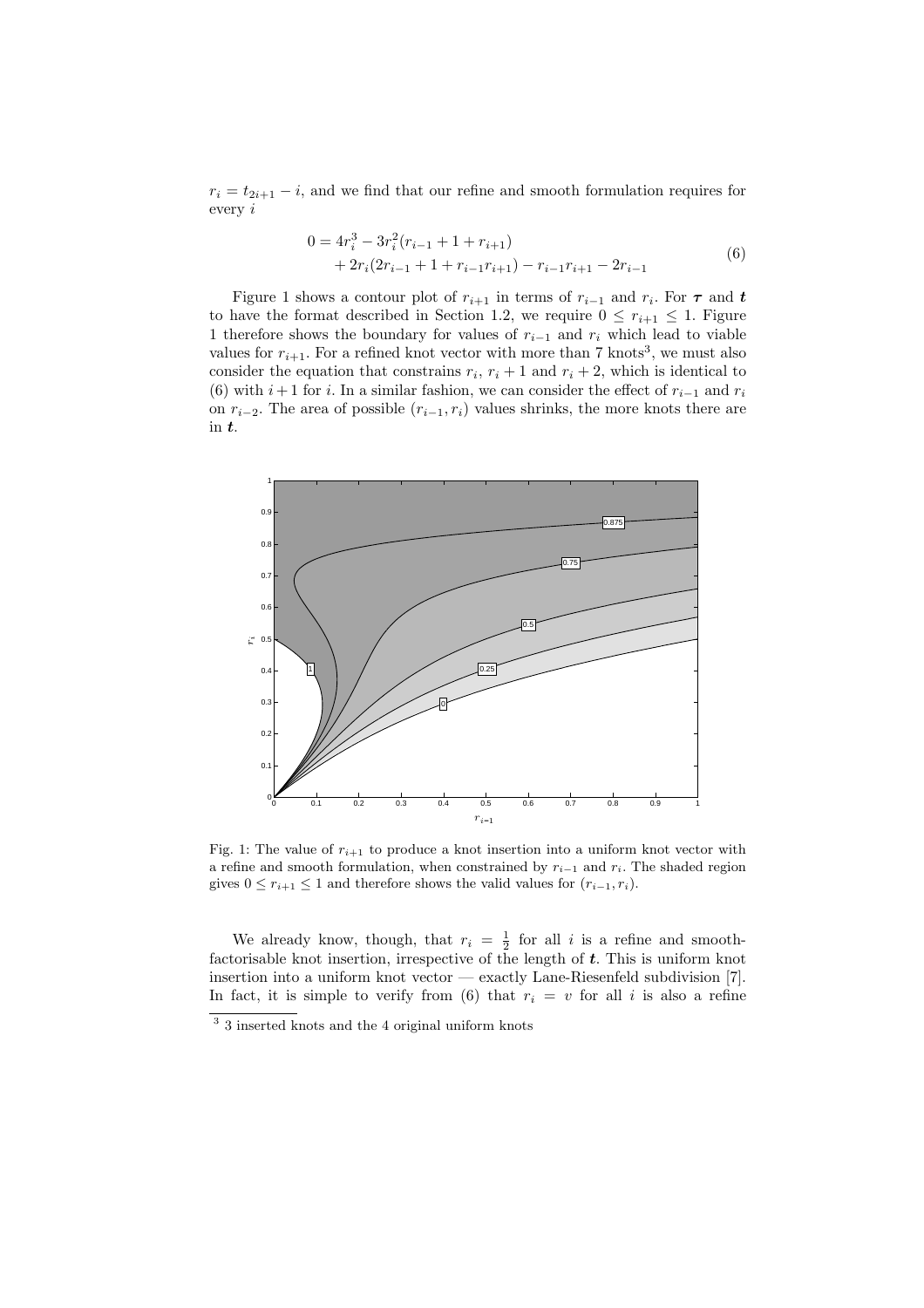$r_i = t_{2i+1} - i$, and we find that our refine and smooth formulation requires for every $i$

$$
\begin{aligned}
0 = 4r_i^3 - 3r_i^2(r_{i-1} + 1 + r_{i+1}) \\
+ 2r_i(2r_{i-1} + 1 + r_{i-1}r_{i+1}) - r_{i-1}r_{i+1} - 2r_{i-1}
\end{aligned}
\tag{6}
$$

Figure 1 shows a contour plot of $r_{i+1}$ in terms of $r_{i-1}$ and $r_i$. For $\boldsymbol{\tau}$ and $\boldsymbol{t}$ to have the format described in Section 1.2, we require $0 \leq r_{i+1} \leq 1$. Figure 1 therefore shows the boundary for values of $r_{i-1}$ and $r_i$ which lead to viable values for $r_{i+1}$. For a refined knot vector with more than 7 knots[3], we must also consider the equation that constrains $r_i$, $r_i + 1$ and $r_i + 2$, which is identical to (6) with $i+1$ for $i$. In a similar fashion, we can consider the effect of $r_{i-1}$ and $r_i$ on $r_{i-2}$. The area of possible $(r_{i-1}, r_i)$ values shrinks, the more knots there are in $\boldsymbol{t}$.

Fig. 1: The value of $r_{i+1}$ to produce a knot insertion into a uniform knot vector with a refine and smooth formulation, when constrained by $r_{i-1}$ and $r_i$. The shaded region gives $0 \leq r_{i+1} \leq 1$ and therefore shows the valid values for $(r_{i-1}, r_i)$.

We already know, though, that $r_i = \frac{1}{2}$ for all $i$ is a refine and smooth-factorisable knot insertion, irrespective of the length of $\boldsymbol{t}$. This is uniform knot insertion into a uniform knot vector — exactly Lane-Riesenfeld subdivision [7]. In fact, it is simple to verify from (6) that $r_i = v$ for all $i$ is also a refine

[3] 3 inserted knots and the 4 original uniform knots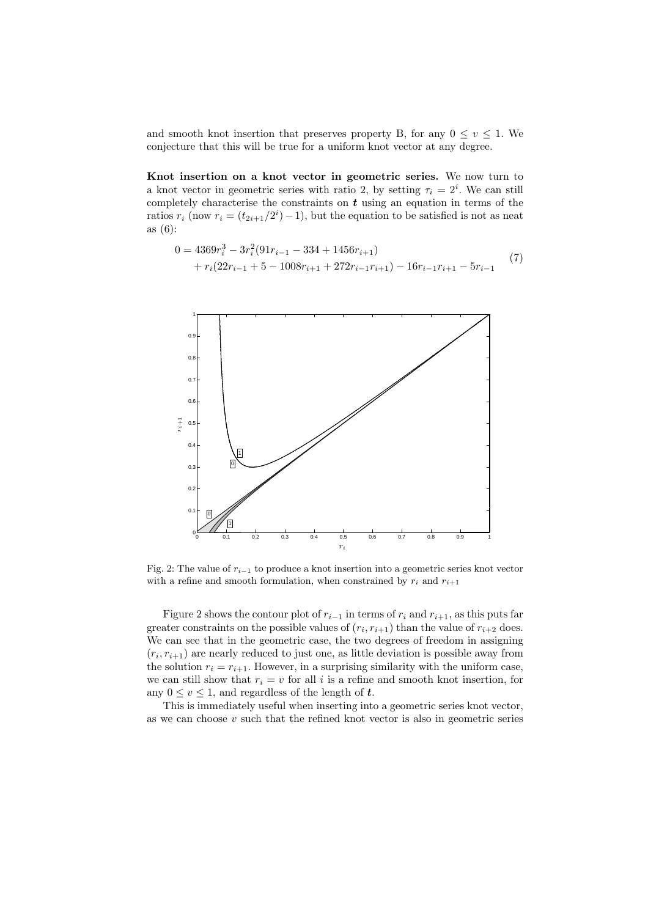and smooth knot insertion that preserves property B, for any $0 \leq v \leq 1$. We conjecture that this will be true for a uniform knot vector at any degree.

**Knot insertion on a knot vector in geometric series.** We now turn to a knot vector in geometric series with ratio 2, by setting $\tau_i = 2^i$. We can still completely characterise the constraints on $\boldsymbol{t}$ using an equation in terms of the ratios $r_i$ (now $r_i = (t_{2i+1}/2^i) - 1$), but the equation to be satisfied is not as neat as (6):

$$
\begin{aligned}
0 = {} & 4369r_i^3 - 3r_i^2(91r_{i-1} - 334 + 1456r_{i+1}) \\
& + r_i(22r_{i-1} + 5 - 1008r_{i+1} + 272r_{i-1}r_{i+1}) - 16r_{i-1}r_{i+1} - 5r_{i-1}
\end{aligned}
\tag{7}
$$

Fig. 2: The value of $r_{i-1}$ to produce a knot insertion into a geometric series knot vector with a refine and smooth formulation, when constrained by $r_i$ and $r_{i+1}$

Figure 2 shows the contour plot of $r_{i-1}$ in terms of $r_i$ and $r_{i+1}$, as this puts far greater constraints on the possible values of $(r_i, r_{i+1})$ than the value of $r_{i+2}$ does. We can see that in the geometric case, the two degrees of freedom in assigning $(r_i, r_{i+1})$ are nearly reduced to just one, as little deviation is possible away from the solution $r_i = r_{i+1}$. However, in a surprising similarity with the uniform case, we can still show that $r_i = v$ for all $i$ is a refine and smooth knot insertion, for any $0 \leq v \leq 1$, and regardless of the length of $\boldsymbol{t}$.

This is immediately useful when inserting into a geometric series knot vector, as we can choose $v$ such that the refined knot vector is also in geometric series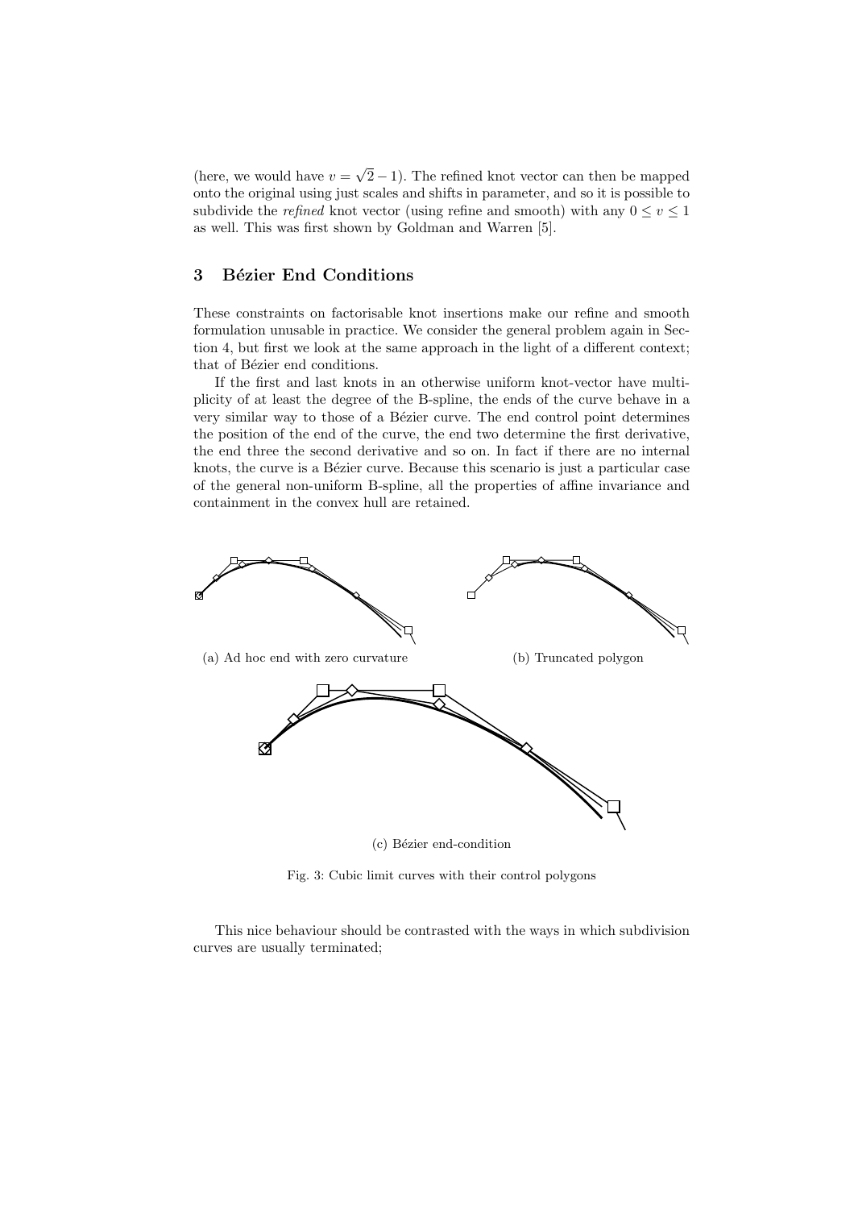(here, we would have $v = \sqrt{2} - 1$). The refined knot vector can then be mapped onto the original using just scales and shifts in parameter, and so it is possible to subdivide the *refined* knot vector (using refine and smooth) with any $0 \le v \le 1$ as well. This was first shown by Goldman and Warren [5].

## 3 Bézier End Conditions

These constraints on factorisable knot insertions make our refine and smooth formulation unusable in practice. We consider the general problem again in Section 4, but first we look at the same approach in the light of a different context; that of Bézier end conditions.

If the first and last knots in an otherwise uniform knot-vector have multiplicity of at least the degree of the B-spline, the ends of the curve behave in a very similar way to those of a Bézier curve. The end control point determines the position of the end of the curve, the end two determine the first derivative, the end three the second derivative and so on. In fact if there are no internal knots, the curve is a Bézier curve. Because this scenario is just a particular case of the general non-uniform B-spline, all the properties of affine invariance and containment in the convex hull are retained.

(a) Ad hoc end with zero curvature

(b) Truncated polygon

(c) Bézier end-condition

Fig. 3: Cubic limit curves with their control polygons

This nice behaviour should be contrasted with the ways in which subdivision curves are usually terminated;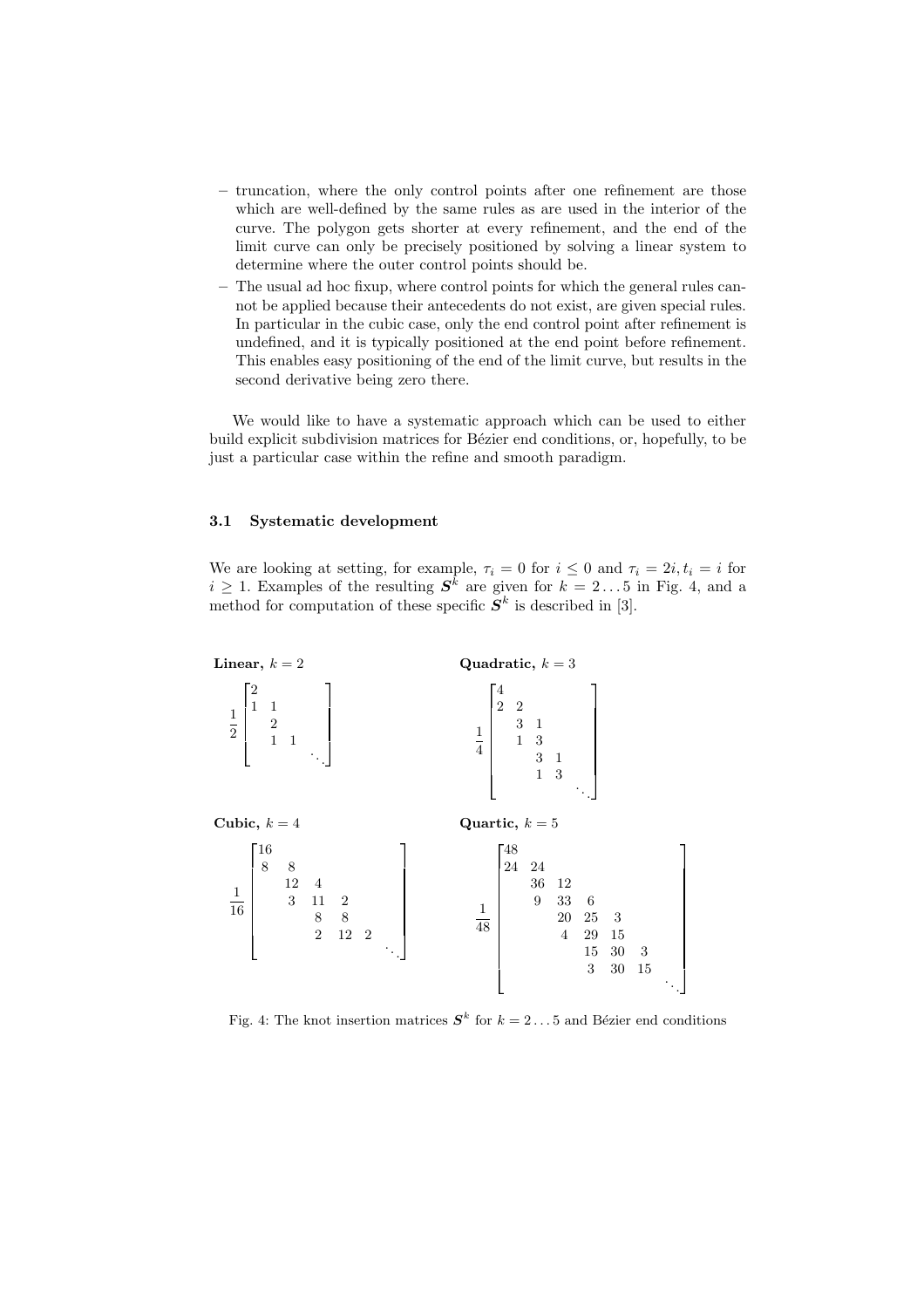– truncation, where the only control points after one refinement are those which are well-defined by the same rules as are used in the interior of the curve. The polygon gets shorter at every refinement, and the end of the limit curve can only be precisely positioned by solving a linear system to determine where the outer control points should be.
– The usual ad hoc fixup, where control points for which the general rules cannot be applied because their antecedents do not exist, are given special rules. In particular in the cubic case, only the end control point after refinement is undefined, and it is typically positioned at the end point before refinement. This enables easy positioning of the end of the limit curve, but results in the second derivative being zero there.

We would like to have a systematic approach which can be used to either build explicit subdivision matrices for Bézier end conditions, or, hopefully, to be just a particular case within the refine and smooth paradigm.

### 3.1 Systematic development

We are looking at setting, for example, $\tau_i = 0$ for $i \leq 0$ and $\tau_i = 2i, t_i = i$ for $i \geq 1$. Examples of the resulting $\boldsymbol{S}^k$ are given for $k = 2 \ldots 5$ in Fig. 4, and a method for computation of these specific $\boldsymbol{S}^k$ is described in [3].

**Linear,** $k = 2$

$$\frac{1}{2}\begin{bmatrix} 2 & & & \\ 1 & 1 & & \\ & 2 & & \\ & 1 & 1 & \\ & & & \ddots \end{bmatrix}$$

**Quadratic,** $k = 3$

$$\frac{1}{4}\begin{bmatrix} 4 & & & & \\ 2 & 2 & & & \\ & 3 & 1 & & \\ & 1 & 3 & & \\ & & 3 & 1 & \\ & & 1 & 3 & \\ & & & & \ddots \end{bmatrix}$$

**Cubic,** $k = 4$

$$\frac{1}{16}\begin{bmatrix} 16 & & & & & \\ 8 & 8 & & & & \\ & 12 & 4 & & & \\ & 3 & 11 & 2 & & \\ & & 8 & 8 & & \\ & & 2 & 12 & 2 & \\ & & & & & \ddots \end{bmatrix}$$

**Quartic,** $k = 5$

$$\frac{1}{48}\begin{bmatrix} 48 & & & & & & \\ 24 & 24 & & & & & \\ & 36 & 12 & & & & \\ & 9 & 33 & 6 & & & \\ & & 20 & 25 & 3 & & \\ & & 4 & 29 & 15 & & \\ & & & 15 & 30 & 3 & \\ & & & 3 & 30 & 15 & \\ & & & & & & \ddots \end{bmatrix}$$

Fig. 4: The knot insertion matrices $\boldsymbol{S}^k$ for $k = 2 \ldots 5$ and Bézier end conditions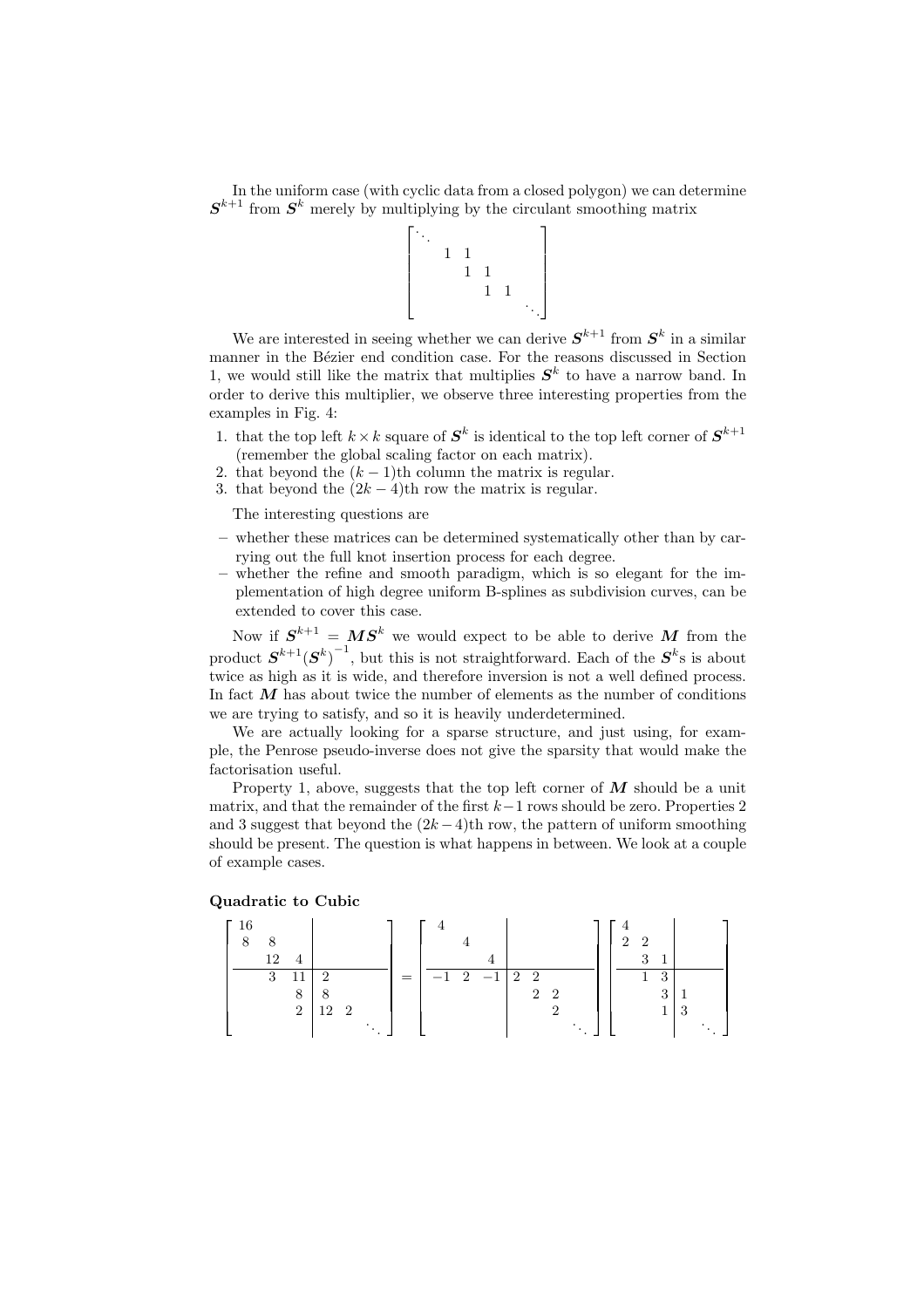In the uniform case (with cyclic data from a closed polygon) we can determine $\boldsymbol{S}^{k+1}$ from $\boldsymbol{S}^k$ merely by multiplying by the circulant smoothing matrix

$$
\begin{bmatrix}
\ddots & & & & \\
& 1 & 1 & & \\
& & 1 & 1 & \\
& & & 1 & 1 \\
& & & & \ddots
\end{bmatrix}
$$

We are interested in seeing whether we can derive $\boldsymbol{S}^{k+1}$ from $\boldsymbol{S}^k$ in a similar manner in the Bézier end condition case. For the reasons discussed in Section 1, we would still like the matrix that multiplies $\boldsymbol{S}^k$ to have a narrow band. In order to derive this multiplier, we observe three interesting properties from the examples in Fig. 4:

1. that the top left $k \times k$ square of $\boldsymbol{S}^k$ is identical to the top left corner of $\boldsymbol{S}^{k+1}$ (remember the global scaling factor on each matrix).
2. that beyond the $(k-1)$th column the matrix is regular.
3. that beyond the $(2k-4)$th row the matrix is regular.

The interesting questions are

- whether these matrices can be determined systematically other than by carrying out the full knot insertion process for each degree.
- whether the refine and smooth paradigm, which is so elegant for the implementation of high degree uniform B-splines as subdivision curves, can be extended to cover this case.

Now if $\boldsymbol{S}^{k+1} = \boldsymbol{M}\boldsymbol{S}^k$ we would expect to be able to derive $\boldsymbol{M}$ from the product $\boldsymbol{S}^{k+1}(\boldsymbol{S}^k)^{-1}$, but this is not straightforward. Each of the $\boldsymbol{S}^k$s is about twice as high as it is wide, and therefore inversion is not a well defined process. In fact $\boldsymbol{M}$ has about twice the number of elements as the number of conditions we are trying to satisfy, and so it is heavily underdetermined.

We are actually looking for a sparse structure, and just using, for example, the Penrose pseudo-inverse does not give the sparsity that would make the factorisation useful.

Property 1, above, suggests that the top left corner of $\boldsymbol{M}$ should be a unit matrix, and that the remainder of the first $k-1$ rows should be zero. Properties 2 and 3 suggest that beyond the $(2k-4)$th row, the pattern of uniform smoothing should be present. The question is what happens in between. We look at a couple of example cases.

**Quadratic to Cubic**

$$
\left[\begin{array}{ccc|ccc}
16 & & & & & \\
8 & 8 & & & & \\
& 12 & 4 & & & \\
\hline
& 3 & 11 & 2 & & \\
& & 8 & 8 & & \\
& & 2 & 12 & 2 & \\
& & & & & \ddots
\end{array}\right]
=
\left[\begin{array}{ccc|cccc}
4 & & & & & & \\
& 4 & & & & & \\
& & 4 & & & & \\
\hline
-1 & 2 & -1 & 2 & 2 & & \\
& & & & 2 & 2 & \\
& & & & & 2 & \\
& & & & & & \ddots
\end{array}\right]
\left[\begin{array}{ccc|cc}
4 & & & & \\
2 & 2 & & & \\
& 3 & 1 & & \\
\hline
& 1 & 3 & & \\
& & 3 & 1 & \\
& & 1 & 3 & \\
& & & & \ddots
\end{array}\right]
$$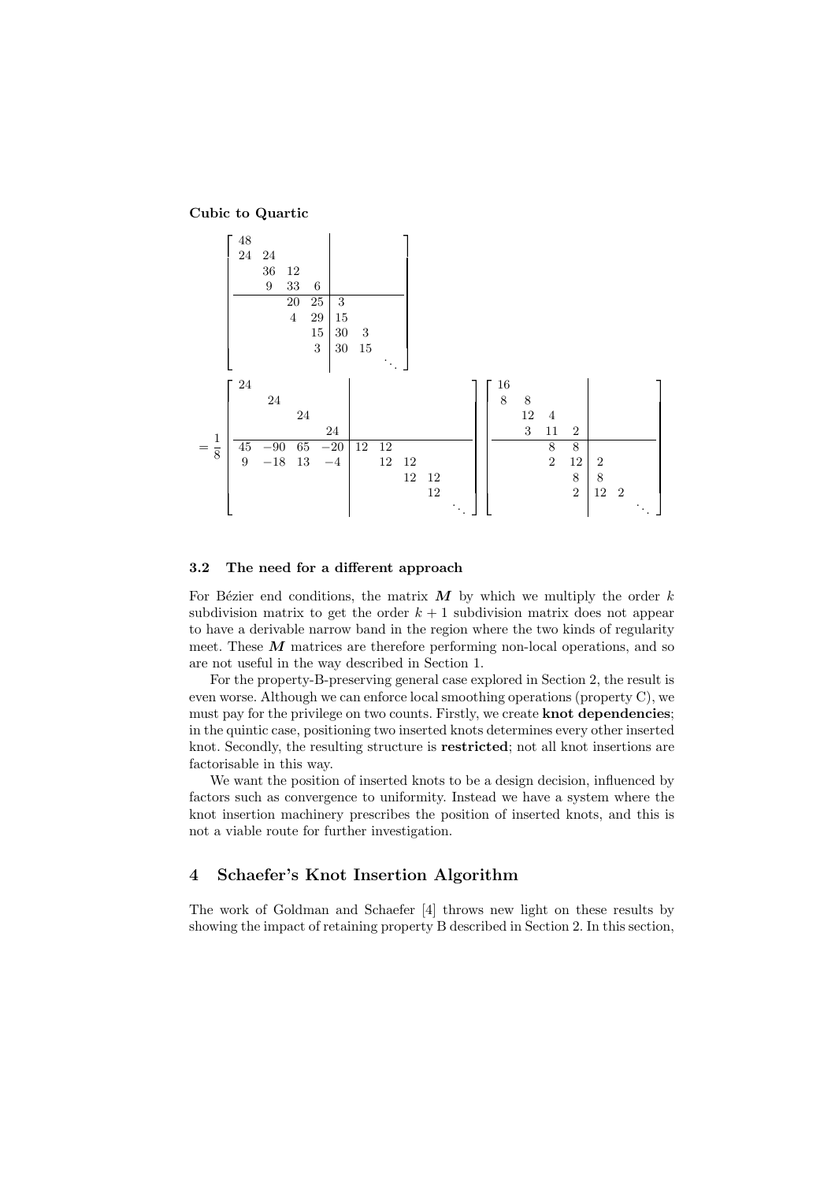**Cubic to Quartic**

$$
\left[\begin{array}{cccc|ccc}
48 & & & & & & \\
24 & 24 & & & & & \\
 & 36 & 12 & & & & \\
 & 9 & 33 & 6 & & & \\
\hline
 & & 20 & 25 & 3 & & \\
 & & 4 & 29 & 15 & & \\
 & & & 15 & 30 & 3 & \\
 & & & 3 & 30 & 15 & \\
 & & & & & & \ddots
\end{array}\right]
$$

$$
= \frac{1}{8}\left[\begin{array}{cccc|cccc}
24 & & & & & & & \\
 & 24 & & & & & & \\
 & & 24 & & & & & \\
 & & & 24 & & & & \\
\hline
45 & -90 & 65 & -20 & 12 & 12 & & \\
9 & -18 & 13 & -4 & & 12 & 12 & \\
 & & & & & & 12 & 12 \\
 & & & & & & & 12 \\
 & & & & & & & & \ddots
\end{array}\right]
\left[\begin{array}{cccc|ccc}
16 & & & & & & \\
8 & 8 & & & & & \\
 & 12 & 4 & & & & \\
 & 3 & 11 & 2 & & & \\
\hline
 & & 8 & 8 & & & \\
 & & 2 & 12 & 2 & & \\
 & & & 8 & 8 & & \\
 & & & 2 & 12 & 2 & \\
 & & & & & & \ddots
\end{array}\right]
$$

### 3.2 The need for a different approach

For Bézier end conditions, the matrix $\boldsymbol{M}$ by which we multiply the order $k$ subdivision matrix to get the order $k+1$ subdivision matrix does not appear to have a derivable narrow band in the region where the two kinds of regularity meet. These $\boldsymbol{M}$ matrices are therefore performing non-local operations, and so are not useful in the way described in Section 1.

For the property-B-preserving general case explored in Section 2, the result is even worse. Although we can enforce local smoothing operations (property C), we must pay for the privilege on two counts. Firstly, we create **knot dependencies**; in the quintic case, positioning two inserted knots determines every other inserted knot. Secondly, the resulting structure is **restricted**; not all knot insertions are factorisable in this way.

We want the position of inserted knots to be a design decision, influenced by factors such as convergence to uniformity. Instead we have a system where the knot insertion machinery prescribes the position of inserted knots, and this is not a viable route for further investigation.

## 4 Schaefer's Knot Insertion Algorithm

The work of Goldman and Schaefer [4] throws new light on these results by showing the impact of retaining property B described in Section 2. In this section,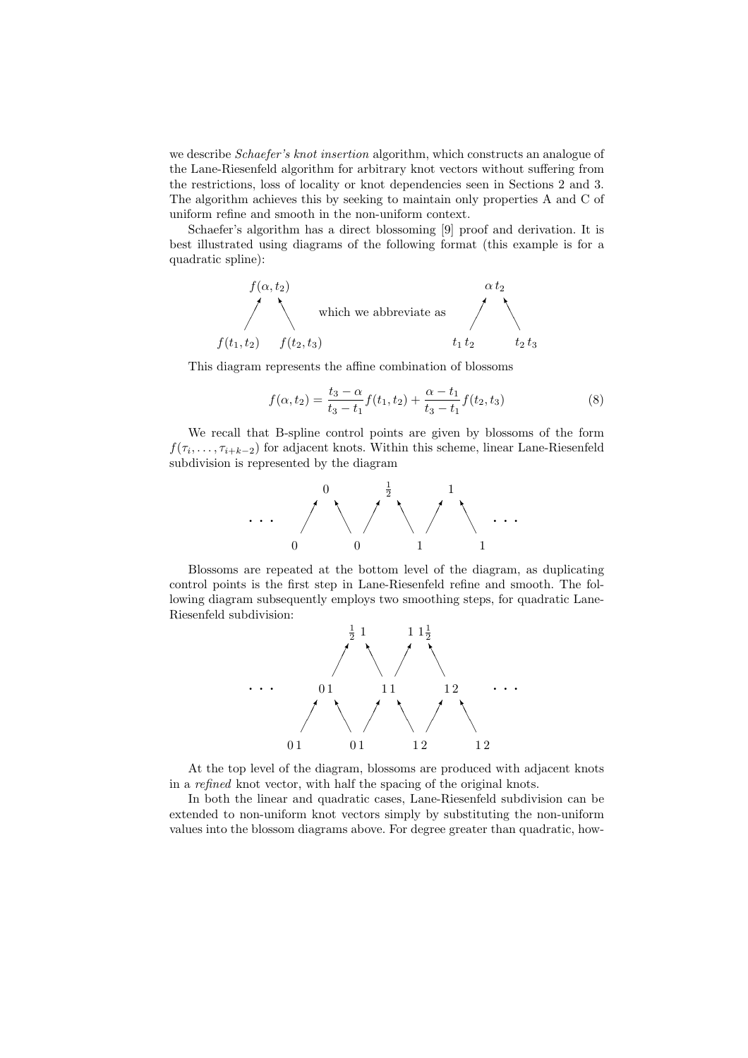we describe *Schaefer's knot insertion* algorithm, which constructs an analogue of the Lane-Riesenfeld algorithm for arbitrary knot vectors without suffering from the restrictions, loss of locality or knot dependencies seen in Sections 2 and 3. The algorithm achieves this by seeking to maintain only properties A and C of uniform refine and smooth in the non-uniform context.

Schaefer's algorithm has a direct blossoming [9] proof and derivation. It is best illustrated using diagrams of the following format (this example is for a quadratic spline):

$$
\begin{array}{ccc}
 & f(\alpha, t_2) & \\
\nearrow & & \nwarrow \\
f(t_1, t_2) & & f(t_2, t_3)
\end{array}
\quad \text{which we abbreviate as} \quad
\begin{array}{ccc}
 & \alpha\, t_2 & \\
\nearrow & & \nwarrow \\
t_1\, t_2 & & t_2\, t_3
\end{array}
$$

This diagram represents the affine combination of blossoms

$$
f(\alpha, t_2) = \frac{t_3 - \alpha}{t_3 - t_1} f(t_1, t_2) + \frac{\alpha - t_1}{t_3 - t_1} f(t_2, t_3) \tag{8}
$$

We recall that B-spline control points are given by blossoms of the form $f(\tau_i, \ldots, \tau_{i+k-2})$ for adjacent knots. Within this scheme, linear Lane-Riesenfeld subdivision is represented by the diagram

$$
\begin{array}{ccccccccccc}
 & & 0 & & & \frac{1}{2} & & & 1 & & \\
\cdots & \nearrow & & \nwarrow & \nearrow & & \nwarrow & \nearrow & & \nwarrow & \cdots \\
 & 0 & & & 0 & & & 1 & & 1 &
\end{array}
$$

Blossoms are repeated at the bottom level of the diagram, as duplicating control points is the first step in Lane-Riesenfeld refine and smooth. The following diagram subsequently employs two smoothing steps, for quadratic Lane-Riesenfeld subdivision:

$$
\begin{array}{ccccccccccc}
 & & & \frac{1}{2}\,1 & & & 1\,1\frac{1}{2} & & & & \\
 & & \nearrow & & \nwarrow & \nearrow & & \nwarrow & & & \\
\cdots & & 0\,1 & & & 1\,1 & & & 1\,2 & & \cdots \\
 & \nearrow & & \nwarrow & \nearrow & & \nwarrow & \nearrow & & \nwarrow & \\
 & 0\,1 & & & 0\,1 & & & 1\,2 & & 1\,2 &
\end{array}
$$

At the top level of the diagram, blossoms are produced with adjacent knots in a *refined* knot vector, with half the spacing of the original knots.

In both the linear and quadratic cases, Lane-Riesenfeld subdivision can be extended to non-uniform knot vectors simply by substituting the non-uniform values into the blossom diagrams above. For degree greater than quadratic, how-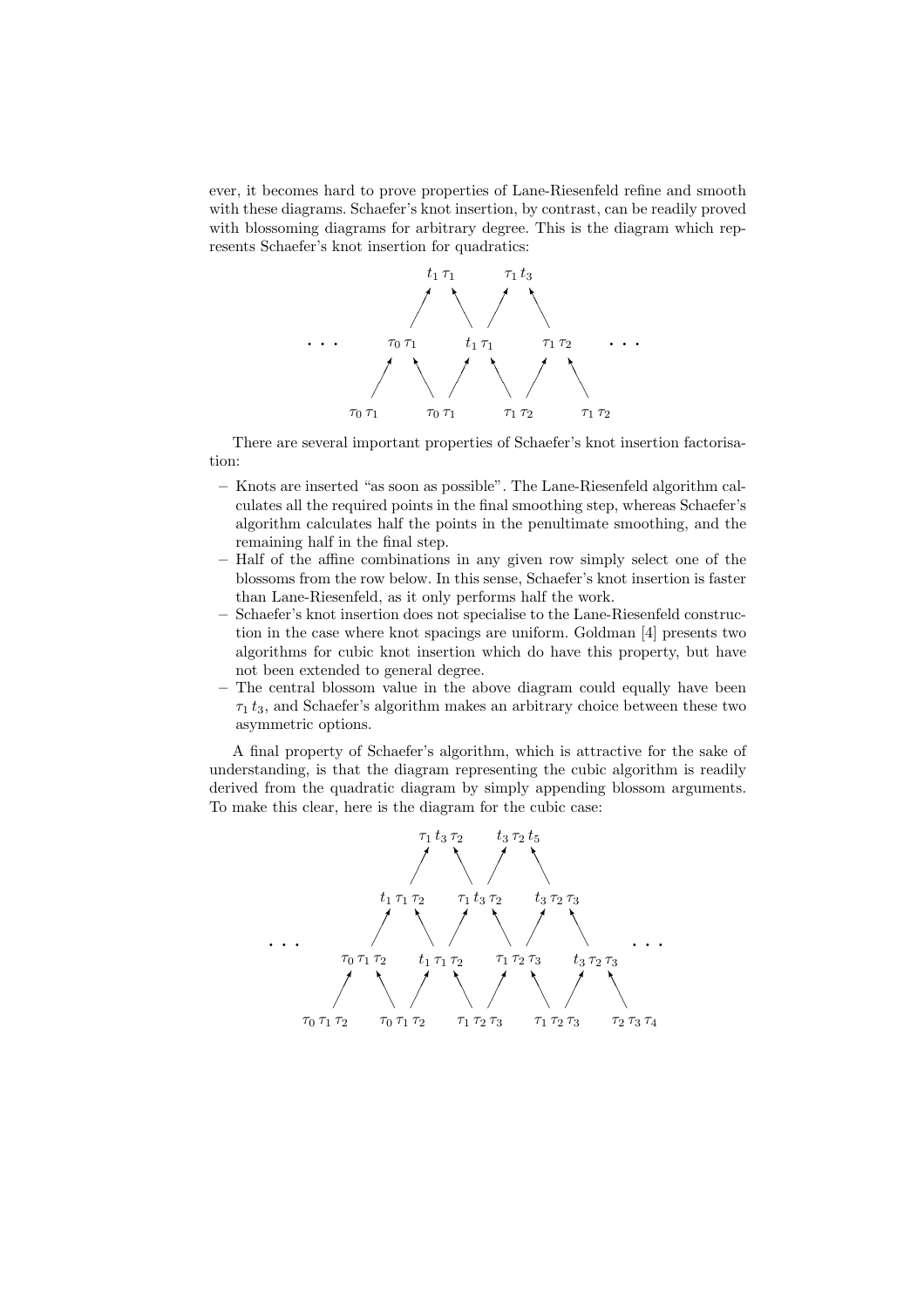ever, it becomes hard to prove properties of Lane-Riesenfeld refine and smooth with these diagrams. Schaefer's knot insertion, by contrast, can be readily proved with blossoming diagrams for arbitrary degree. This is the diagram which represents Schaefer's knot insertion for quadratics:

$$
\begin{array}{ccccccc}
 & & t_1\,\tau_1 & & \tau_1\,t_3 & & \\
\cdots & \tau_0\,\tau_1 & & t_1\,\tau_1 & & \tau_1\,\tau_2 & \cdots \\
\tau_0\,\tau_1 & & \tau_0\,\tau_1 & & \tau_1\,\tau_2 & & \tau_1\,\tau_2
\end{array}
$$

There are several important properties of Schaefer's knot insertion factorisation:

- Knots are inserted "as soon as possible". The Lane-Riesenfeld algorithm calculates all the required points in the final smoothing step, whereas Schaefer's algorithm calculates half the points in the penultimate smoothing, and the remaining half in the final step.
- Half of the affine combinations in any given row simply select one of the blossoms from the row below. In this sense, Schaefer's knot insertion is faster than Lane-Riesenfeld, as it only performs half the work.
- Schaefer's knot insertion does not specialise to the Lane-Riesenfeld construction in the case where knot spacings are uniform. Goldman [4] presents two algorithms for cubic knot insertion which do have this property, but have not been extended to general degree.
- The central blossom value in the above diagram could equally have been $\tau_1\,t_3$, and Schaefer's algorithm makes an arbitrary choice between these two asymmetric options.

A final property of Schaefer's algorithm, which is attractive for the sake of understanding, is that the diagram representing the cubic algorithm is readily derived from the quadratic diagram by simply appending blossom arguments. To make this clear, here is the diagram for the cubic case:

$$
\begin{array}{ccccccccc}
 & & & \tau_1\,t_3\,\tau_2 & & t_3\,\tau_2\,t_5 & & & \\
 & & t_1\,\tau_1\,\tau_2 & & \tau_1\,t_3\,\tau_2 & & t_3\,\tau_2\,\tau_3 & & \\
\cdots & \tau_0\,\tau_1\,\tau_2 & & t_1\,\tau_1\,\tau_2 & & \tau_1\,\tau_2\,\tau_3 & & t_3\,\tau_2\,\tau_3 & \cdots \\
\tau_0\,\tau_1\,\tau_2 & & \tau_0\,\tau_1\,\tau_2 & & \tau_1\,\tau_2\,\tau_3 & & \tau_1\,\tau_2\,\tau_3 & & \tau_2\,\tau_3\,\tau_4
\end{array}
$$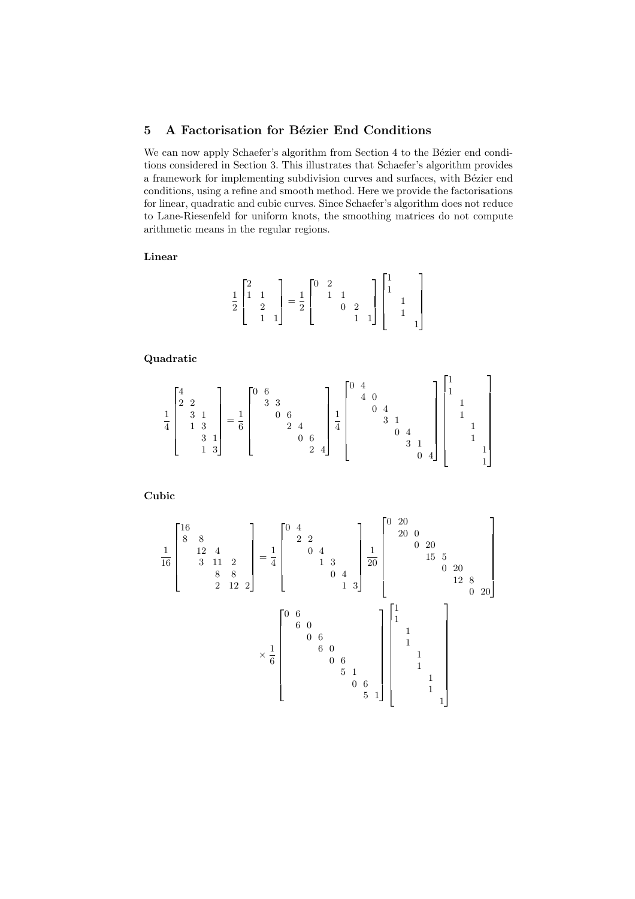## 5 A Factorisation for Bézier End Conditions

We can now apply Schaefer's algorithm from Section 4 to the Bézier end conditions considered in Section 3. This illustrates that Schaefer's algorithm provides a framework for implementing subdivision curves and surfaces, with Bézier end conditions, using a refine and smooth method. Here we provide the factorisations for linear, quadratic and cubic curves. Since Schaefer's algorithm does not reduce to Lane-Riesenfeld for uniform knots, the smoothing matrices do not compute arithmetic means in the regular regions.

**Linear**

$$
\frac{1}{2}\begin{bmatrix} 2 & & \\ 1 & 1 & \\ & 2 & \\ & 1 & 1 \end{bmatrix}
= \frac{1}{2}\begin{bmatrix} 0 & 2 & & & \\ & 1 & 1 & & \\ & & 0 & 2 & \\ & & & 1 & 1 \end{bmatrix}
\begin{bmatrix} 1 & & \\ 1 & & \\ & 1 & \\ & 1 & \\ & & 1 \end{bmatrix}
$$

**Quadratic**

$$
\frac{1}{4}\begin{bmatrix} 4 & & & \\ 2 & 2 & & \\ & 3 & 1 & \\ & 1 & 3 & \\ & & 3 & 1 \\ & & 1 & 3 \end{bmatrix}
= \frac{1}{6}\begin{bmatrix} 0 & 6 & & & & & \\ & 3 & 3 & & & & \\ & & 0 & 6 & & & \\ & & & 2 & 4 & & \\ & & & & 0 & 6 & \\ & & & & & 2 & 4 \end{bmatrix}
\frac{1}{4}\begin{bmatrix} 0 & 4 & & & & & & \\ & 4 & 0 & & & & & \\ & & 0 & 4 & & & & \\ & & & 3 & 1 & & & \\ & & & & 0 & 4 & & \\ & & & & & 3 & 1 & \\ & & & & & & 0 & 4 \end{bmatrix}
\begin{bmatrix} 1 & & & \\ 1 & & & \\ & 1 & & \\ & 1 & & \\ & & 1 & \\ & & 1 & \\ & & & 1 \\ & & & 1 \end{bmatrix}
$$

**Cubic**

$$
\frac{1}{16}\begin{bmatrix} 16 & & & & \\ 8 & 8 & & & \\ & 12 & 4 & & \\ & 3 & 11 & 2 & \\ & & 8 & 8 & \\ & & 2 & 12 & 2 \end{bmatrix}
= \frac{1}{4}\begin{bmatrix} 0 & 4 & & & & & \\ & 2 & 2 & & & & \\ & & 0 & 4 & & & \\ & & & 1 & 3 & & \\ & & & & 0 & 4 & \\ & & & & & 1 & 3 \end{bmatrix}
\frac{1}{20}\begin{bmatrix} 0 & 20 & & & & & & \\ & 20 & 0 & & & & & \\ & & 0 & 20 & & & & \\ & & & 15 & 5 & & & \\ & & & & 0 & 20 & & \\ & & & & & 12 & 8 & \\ & & & & & & 0 & 20 \end{bmatrix}
$$

$$
\times \frac{1}{6}\begin{bmatrix} 0 & 6 & & & & & & & \\ & 6 & 0 & & & & & & \\ & & 0 & 6 & & & & & \\ & & & 6 & 0 & & & & \\ & & & & 0 & 6 & & & \\ & & & & & 5 & 1 & & \\ & & & & & & 0 & 6 & \\ & & & & & & & 5 & 1 \end{bmatrix}
\begin{bmatrix} 1 & & & & \\ 1 & & & & \\ & 1 & & & \\ & 1 & & & \\ & & 1 & & \\ & & 1 & & \\ & & & 1 & \\ & & & 1 & \\ & & & & 1 \end{bmatrix}
$$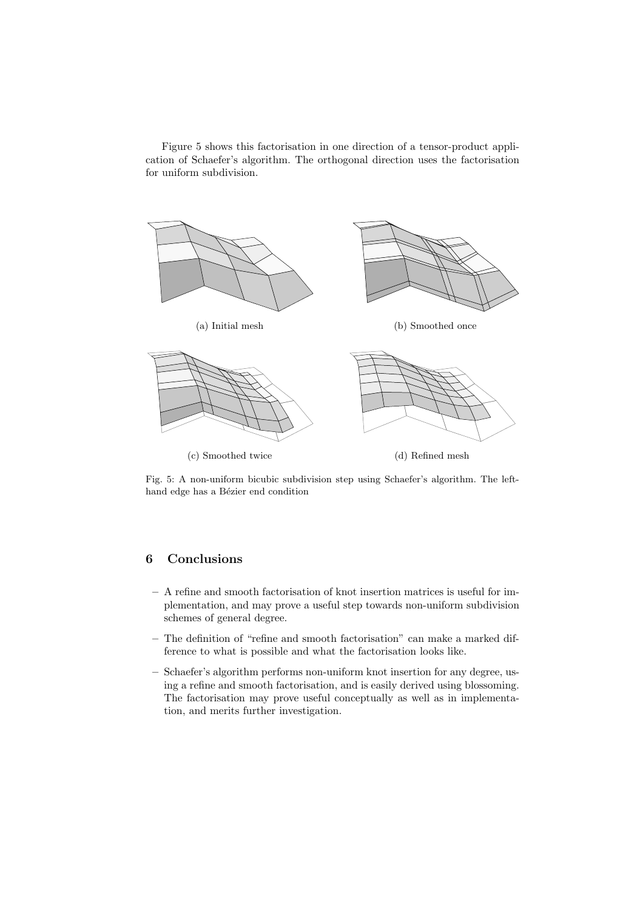Figure 5 shows this factorisation in one direction of a tensor-product application of Schaefer's algorithm. The orthogonal direction uses the factorisation for uniform subdivision.

(a) Initial mesh

(b) Smoothed once

(c) Smoothed twice

(d) Refined mesh

Fig. 5: A non-uniform bicubic subdivision step using Schaefer's algorithm. The left-hand edge has a Bézier end condition

## 6 Conclusions

- A refine and smooth factorisation of knot insertion matrices is useful for implementation, and may prove a useful step towards non-uniform subdivision schemes of general degree.
- The definition of "refine and smooth factorisation" can make a marked difference to what is possible and what the factorisation looks like.
- Schaefer's algorithm performs non-uniform knot insertion for any degree, using a refine and smooth factorisation, and is easily derived using blossoming. The factorisation may prove useful conceptually as well as in implementation, and merits further investigation.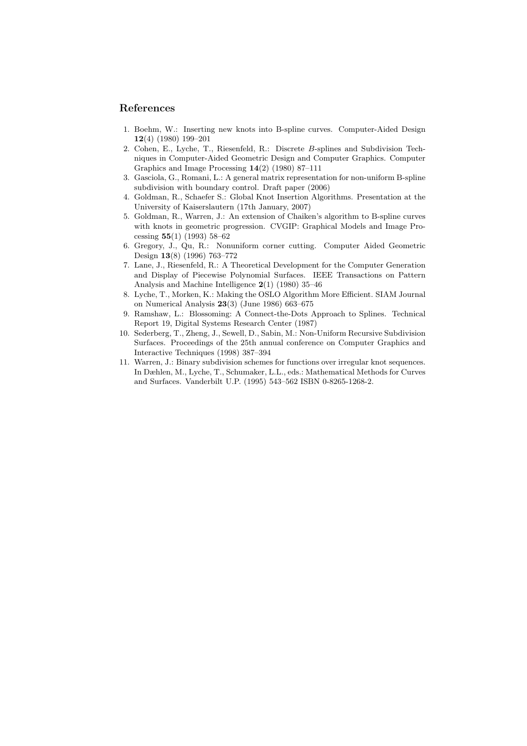## References

1. Boehm, W.: Inserting new knots into B-spline curves. Computer-Aided Design **12**(4) (1980) 199–201
2. Cohen, E., Lyche, T., Riesenfeld, R.: Discrete *B*-splines and Subdivision Techniques in Computer-Aided Geometric Design and Computer Graphics. Computer Graphics and Image Processing **14**(2) (1980) 87–111
3. Gasciola, G., Romani, L.: A general matrix representation for non-uniform B-spline subdivision with boundary control. Draft paper (2006)
4. Goldman, R., Schaefer S.: Global Knot Insertion Algorithms. Presentation at the University of Kaiserslautern (17th January, 2007)
5. Goldman, R., Warren, J.: An extension of Chaiken's algorithm to B-spline curves with knots in geometric progression. CVGIP: Graphical Models and Image Processing **55**(1) (1993) 58–62
6. Gregory, J., Qu, R.: Nonuniform corner cutting. Computer Aided Geometric Design **13**(8) (1996) 763–772
7. Lane, J., Riesenfeld, R.: A Theoretical Development for the Computer Generation and Display of Piecewise Polynomial Surfaces. IEEE Transactions on Pattern Analysis and Machine Intelligence **2**(1) (1980) 35–46
8. Lyche, T., Morken, K.: Making the OSLO Algorithm More Efficient. SIAM Journal on Numerical Analysis **23**(3) (June 1986) 663–675
9. Ramshaw, L.: Blossoming: A Connect-the-Dots Approach to Splines. Technical Report 19, Digital Systems Research Center (1987)
10. Sederberg, T., Zheng, J., Sewell, D., Sabin, M.: Non-Uniform Recursive Subdivision Surfaces. Proceedings of the 25th annual conference on Computer Graphics and Interactive Techniques (1998) 387–394
11. Warren, J.: Binary subdivision schemes for functions over irregular knot sequences. In Dæhlen, M., Lyche, T., Schumaker, L.L., eds.: Mathematical Methods for Curves and Surfaces. Vanderbilt U.P. (1995) 543–562 ISBN 0-8265-1268-2.